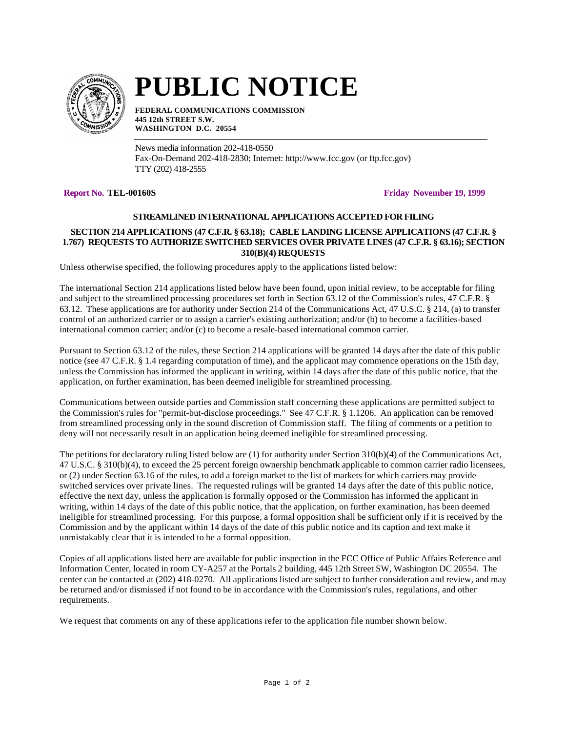# PUBLIC NOTICE

**FEDERAL COMMUNICATIONS COMMISSION**
**445 12th STREET S.W.**
**WASHINGTON D.C. 20554**

News media information 202-418-0550
Fax-On-Demand 202-418-2830; Internet: http://www.fcc.gov (or ftp.fcc.gov)
TTY (202) 418-2555

**Report No. TEL-00160S** **Friday November 19, 1999**

### STREAMLINED INTERNATIONAL APPLICATIONS ACCEPTED FOR FILING

### SECTION 214 APPLICATIONS (47 C.F.R. § 63.18); CABLE LANDING LICENSE APPLICATIONS (47 C.F.R. § 1.767) REQUESTS TO AUTHORIZE SWITCHED SERVICES OVER PRIVATE LINES (47 C.F.R. § 63.16); SECTION 310(B)(4) REQUESTS

Unless otherwise specified, the following procedures apply to the applications listed below:

The international Section 214 applications listed below have been found, upon initial review, to be acceptable for filing and subject to the streamlined processing procedures set forth in Section 63.12 of the Commission's rules, 47 C.F.R. § 63.12. These applications are for authority under Section 214 of the Communications Act, 47 U.S.C. § 214, (a) to transfer control of an authorized carrier or to assign a carrier's existing authorization; and/or (b) to become a facilities-based international common carrier; and/or (c) to become a resale-based international common carrier.

Pursuant to Section 63.12 of the rules, these Section 214 applications will be granted 14 days after the date of this public notice (see 47 C.F.R. § 1.4 regarding computation of time), and the applicant may commence operations on the 15th day, unless the Commission has informed the applicant in writing, within 14 days after the date of this public notice, that the application, on further examination, has been deemed ineligible for streamlined processing.

Communications between outside parties and Commission staff concerning these applications are permitted subject to the Commission's rules for "permit-but-disclose proceedings." See 47 C.F.R. § 1.1206. An application can be removed from streamlined processing only in the sound discretion of Commission staff. The filing of comments or a petition to deny will not necessarily result in an application being deemed ineligible for streamlined processing.

The petitions for declaratory ruling listed below are (1) for authority under Section 310(b)(4) of the Communications Act, 47 U.S.C. § 310(b)(4), to exceed the 25 percent foreign ownership benchmark applicable to common carrier radio licensees, or (2) under Section 63.16 of the rules, to add a foreign market to the list of markets for which carriers may provide switched services over private lines. The requested rulings will be granted 14 days after the date of this public notice, effective the next day, unless the application is formally opposed or the Commission has informed the applicant in writing, within 14 days of the date of this public notice, that the application, on further examination, has been deemed ineligible for streamlined processing. For this purpose, a formal opposition shall be sufficient only if it is received by the Commission and by the applicant within 14 days of the date of this public notice and its caption and text make it unmistakably clear that it is intended to be a formal opposition.

Copies of all applications listed here are available for public inspection in the FCC Office of Public Affairs Reference and Information Center, located in room CY-A257 at the Portals 2 building, 445 12th Street SW, Washington DC 20554. The center can be contacted at (202) 418-0270. All applications listed are subject to further consideration and review, and may be returned and/or dismissed if not found to be in accordance with the Commission's rules, regulations, and other requirements.

We request that comments on any of these applications refer to the application file number shown below.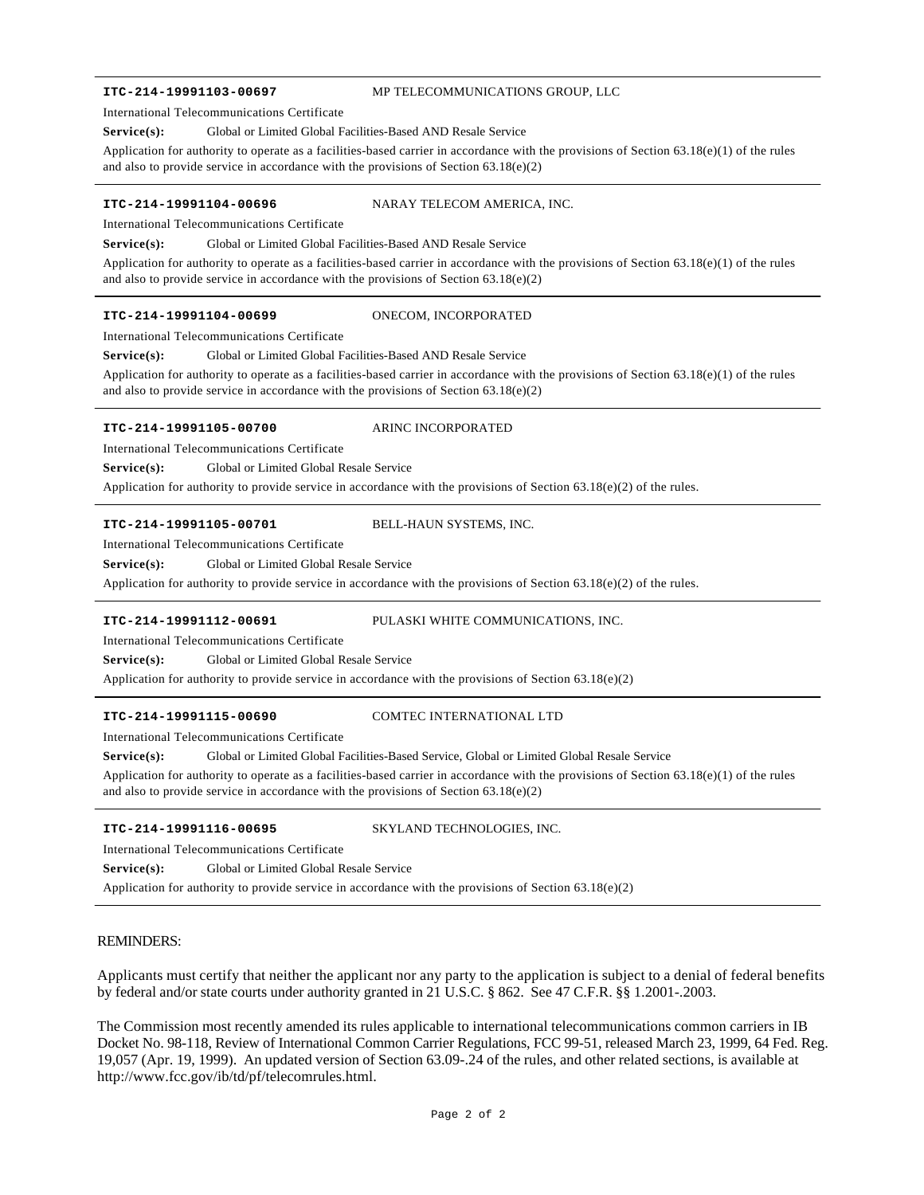**ITC-214-19991103-00697** MP TELECOMMUNICATIONS GROUP, LLC

International Telecommunications Certificate

**Service(s):** Global or Limited Global Facilities-Based AND Resale Service

Application for authority to operate as a facilities-based carrier in accordance with the provisions of Section 63.18(e)(1) of the rules and also to provide service in accordance with the provisions of Section 63.18(e)(2)

---

**ITC-214-19991104-00696** NARAY TELECOM AMERICA, INC.

International Telecommunications Certificate

**Service(s):** Global or Limited Global Facilities-Based AND Resale Service

Application for authority to operate as a facilities-based carrier in accordance with the provisions of Section 63.18(e)(1) of the rules and also to provide service in accordance with the provisions of Section 63.18(e)(2)

---

**ITC-214-19991104-00699** ONECOM, INCORPORATED

International Telecommunications Certificate

**Service(s):** Global or Limited Global Facilities-Based AND Resale Service

Application for authority to operate as a facilities-based carrier in accordance with the provisions of Section 63.18(e)(1) of the rules and also to provide service in accordance with the provisions of Section 63.18(e)(2)

---

**ITC-214-19991105-00700** ARINC INCORPORATED

International Telecommunications Certificate

**Service(s):** Global or Limited Global Resale Service

Application for authority to provide service in accordance with the provisions of Section 63.18(e)(2) of the rules.

---

**ITC-214-19991105-00701** BELL-HAUN SYSTEMS, INC.

International Telecommunications Certificate

**Service(s):** Global or Limited Global Resale Service

Application for authority to provide service in accordance with the provisions of Section 63.18(e)(2) of the rules.

---

**ITC-214-19991112-00691** PULASKI WHITE COMMUNICATIONS, INC.

International Telecommunications Certificate

**Service(s):** Global or Limited Global Resale Service

Application for authority to provide service in accordance with the provisions of Section 63.18(e)(2)

---

**ITC-214-19991115-00690** COMTEC INTERNATIONAL LTD

International Telecommunications Certificate

**Service(s):** Global or Limited Global Facilities-Based Service, Global or Limited Global Resale Service

Application for authority to operate as a facilities-based carrier in accordance with the provisions of Section 63.18(e)(1) of the rules and also to provide service in accordance with the provisions of Section 63.18(e)(2)

---

**ITC-214-19991116-00695** SKYLAND TECHNOLOGIES, INC.

International Telecommunications Certificate

**Service(s):** Global or Limited Global Resale Service

Application for authority to provide service in accordance with the provisions of Section 63.18(e)(2)

---

REMINDERS:

Applicants must certify that neither the applicant nor any party to the application is subject to a denial of federal benefits by federal and/or state courts under authority granted in 21 U.S.C. § 862. See 47 C.F.R. §§ 1.2001-.2003.

The Commission most recently amended its rules applicable to international telecommunications common carriers in IB Docket No. 98-118, Review of International Common Carrier Regulations, FCC 99-51, released March 23, 1999, 64 Fed. Reg. 19,057 (Apr. 19, 1999). An updated version of Section 63.09-.24 of the rules, and other related sections, is available at http://www.fcc.gov/ib/td/pf/telecomrules.html.